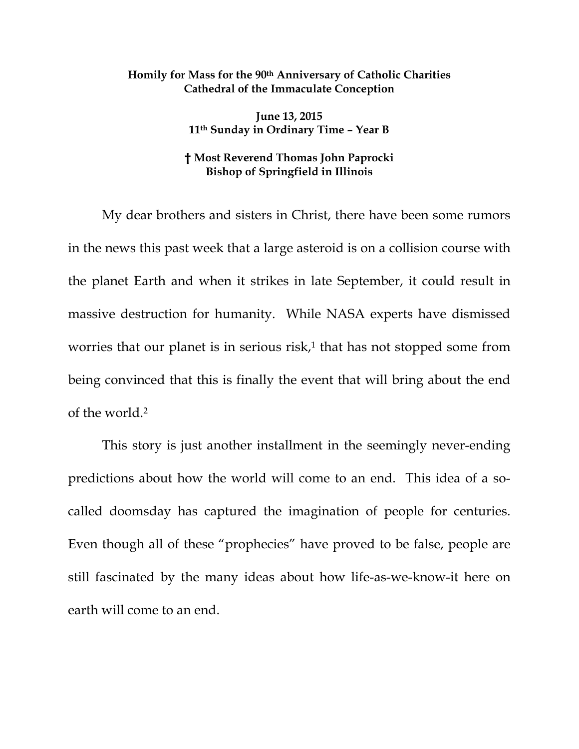**Homily for Mass for the 90th Anniversary of Catholic Charities**
**Cathedral of the Immaculate Conception**

**June 13, 2015**
**11th Sunday in Ordinary Time – Year B**

**† Most Reverend Thomas John Paprocki**
**Bishop of Springfield in Illinois**

My dear brothers and sisters in Christ, there have been some rumors in the news this past week that a large asteroid is on a collision course with the planet Earth and when it strikes in late September, it could result in massive destruction for humanity. While NASA experts have dismissed worries that our planet is in serious risk,[1] that has not stopped some from being convinced that this is finally the event that will bring about the end of the world.[2]

This story is just another installment in the seemingly never-ending predictions about how the world will come to an end. This idea of a so-called doomsday has captured the imagination of people for centuries. Even though all of these "prophecies" have proved to be false, people are still fascinated by the many ideas about how life-as-we-know-it here on earth will come to an end.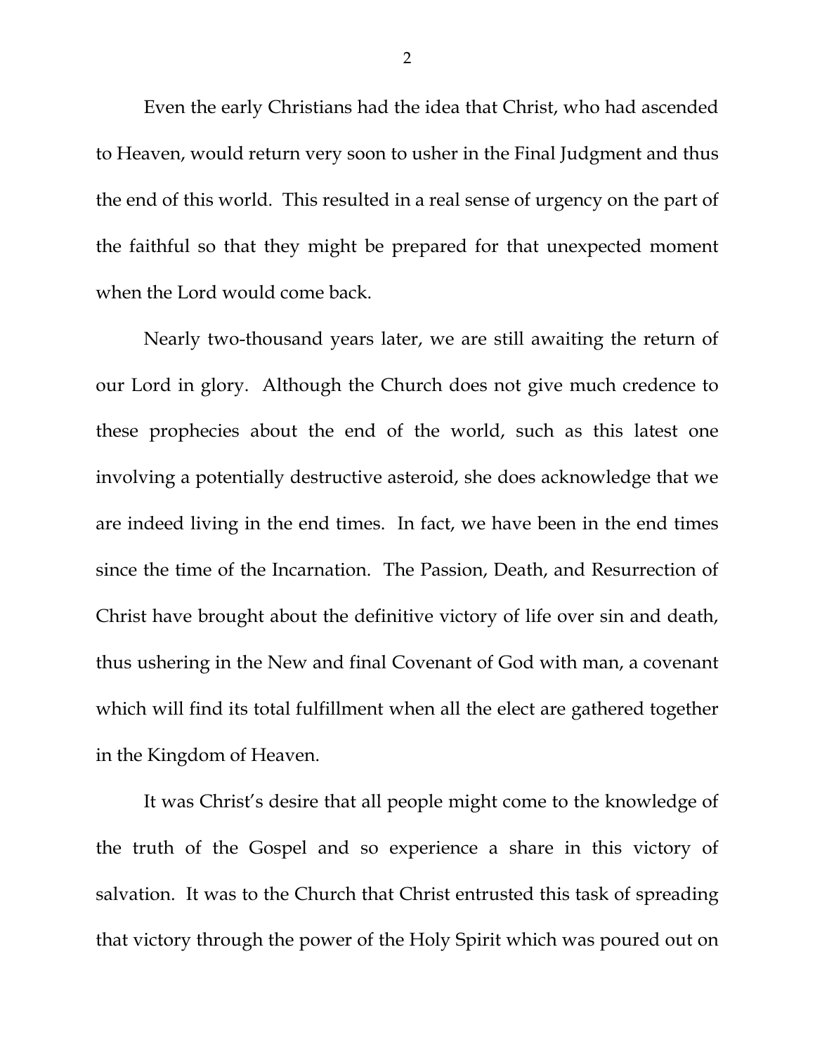Even the early Christians had the idea that Christ, who had ascended to Heaven, would return very soon to usher in the Final Judgment and thus the end of this world. This resulted in a real sense of urgency on the part of the faithful so that they might be prepared for that unexpected moment when the Lord would come back.

Nearly two-thousand years later, we are still awaiting the return of our Lord in glory. Although the Church does not give much credence to these prophecies about the end of the world, such as this latest one involving a potentially destructive asteroid, she does acknowledge that we are indeed living in the end times. In fact, we have been in the end times since the time of the Incarnation. The Passion, Death, and Resurrection of Christ have brought about the definitive victory of life over sin and death, thus ushering in the New and final Covenant of God with man, a covenant which will find its total fulfillment when all the elect are gathered together in the Kingdom of Heaven.

It was Christ's desire that all people might come to the knowledge of the truth of the Gospel and so experience a share in this victory of salvation. It was to the Church that Christ entrusted this task of spreading that victory through the power of the Holy Spirit which was poured out on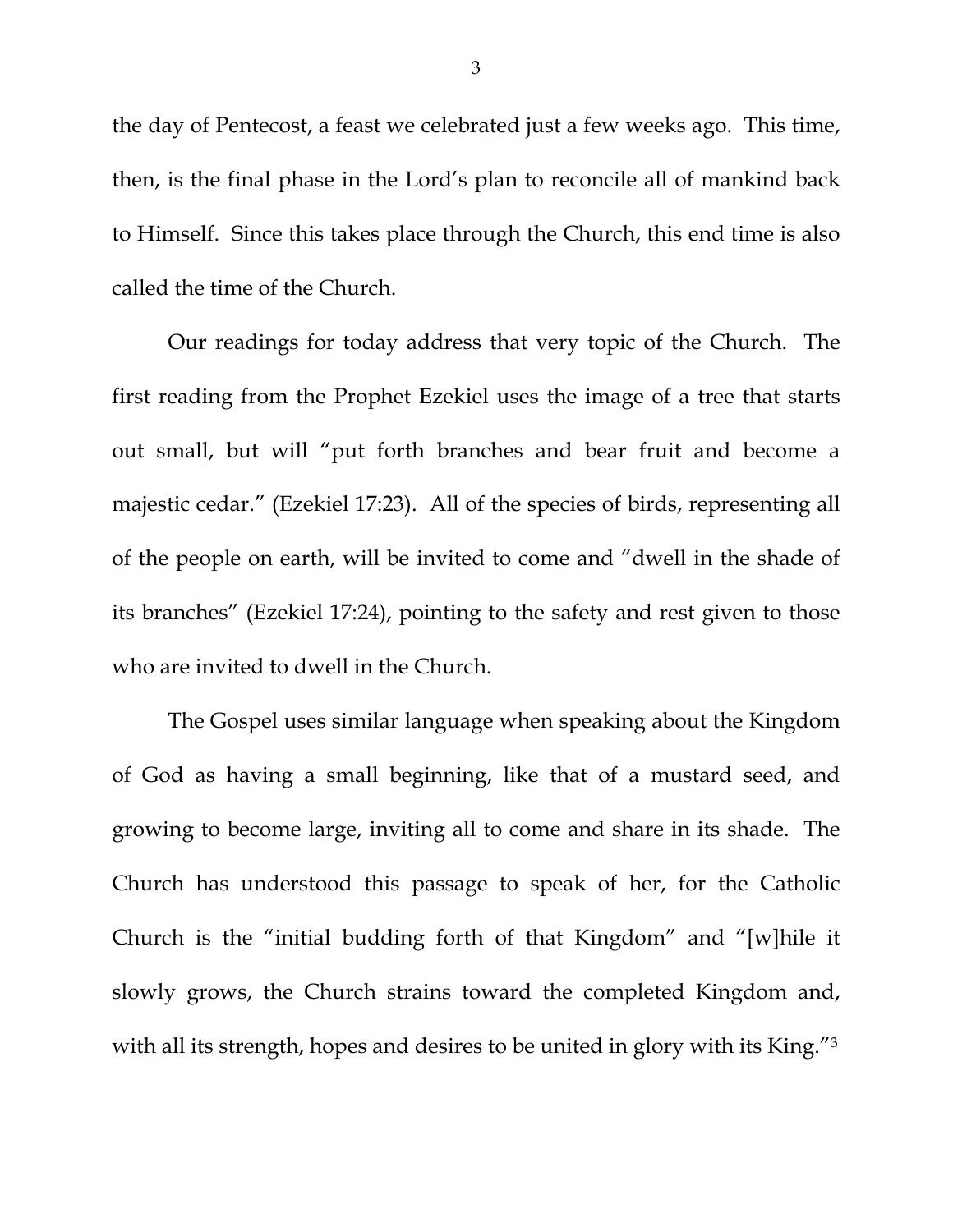the day of Pentecost, a feast we celebrated just a few weeks ago. This time, then, is the final phase in the Lord's plan to reconcile all of mankind back to Himself. Since this takes place through the Church, this end time is also called the time of the Church.

Our readings for today address that very topic of the Church. The first reading from the Prophet Ezekiel uses the image of a tree that starts out small, but will "put forth branches and bear fruit and become a majestic cedar." (Ezekiel 17:23). All of the species of birds, representing all of the people on earth, will be invited to come and "dwell in the shade of its branches" (Ezekiel 17:24), pointing to the safety and rest given to those who are invited to dwell in the Church.

The Gospel uses similar language when speaking about the Kingdom of God as having a small beginning, like that of a mustard seed, and growing to become large, inviting all to come and share in its shade. The Church has understood this passage to speak of her, for the Catholic Church is the "initial budding forth of that Kingdom" and "[w]hile it slowly grows, the Church strains toward the completed Kingdom and, with all its strength, hopes and desires to be united in glory with its King."[3]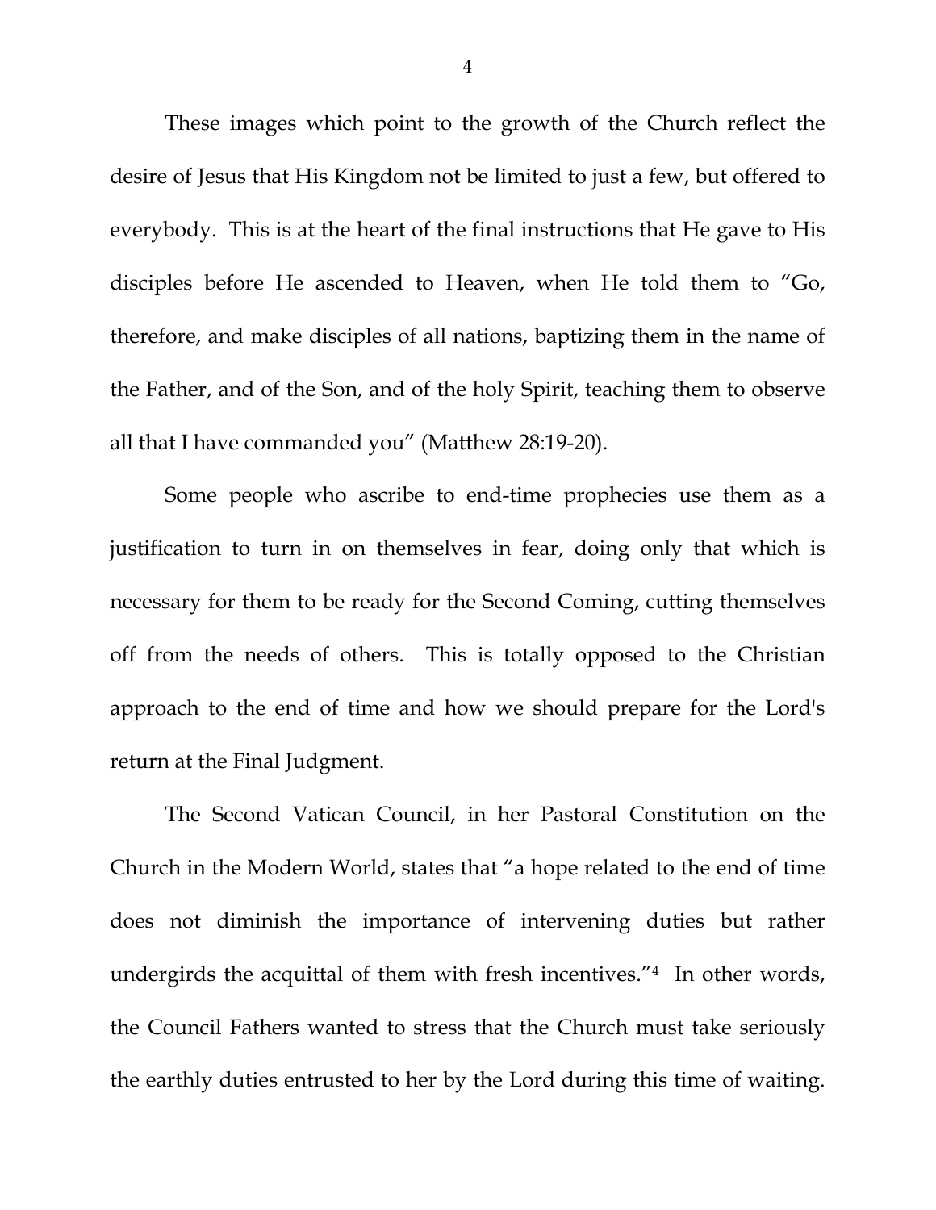These images which point to the growth of the Church reflect the desire of Jesus that His Kingdom not be limited to just a few, but offered to everybody. This is at the heart of the final instructions that He gave to His disciples before He ascended to Heaven, when He told them to "Go, therefore, and make disciples of all nations, baptizing them in the name of the Father, and of the Son, and of the holy Spirit, teaching them to observe all that I have commanded you" (Matthew 28:19-20).

Some people who ascribe to end-time prophecies use them as a justification to turn in on themselves in fear, doing only that which is necessary for them to be ready for the Second Coming, cutting themselves off from the needs of others. This is totally opposed to the Christian approach to the end of time and how we should prepare for the Lord's return at the Final Judgment.

The Second Vatican Council, in her Pastoral Constitution on the Church in the Modern World, states that "a hope related to the end of time does not diminish the importance of intervening duties but rather undergirds the acquittal of them with fresh incentives."[4] In other words, the Council Fathers wanted to stress that the Church must take seriously the earthly duties entrusted to her by the Lord during this time of waiting.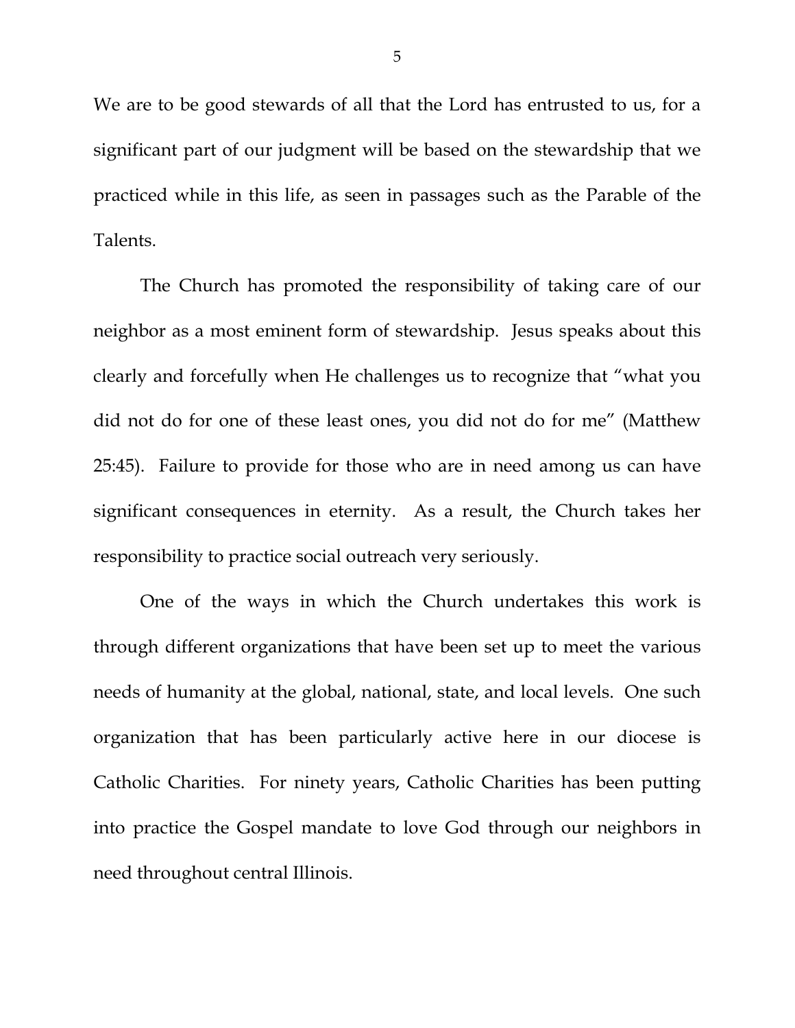We are to be good stewards of all that the Lord has entrusted to us, for a significant part of our judgment will be based on the stewardship that we practiced while in this life, as seen in passages such as the Parable of the Talents.

The Church has promoted the responsibility of taking care of our neighbor as a most eminent form of stewardship. Jesus speaks about this clearly and forcefully when He challenges us to recognize that "what you did not do for one of these least ones, you did not do for me" (Matthew 25:45). Failure to provide for those who are in need among us can have significant consequences in eternity. As a result, the Church takes her responsibility to practice social outreach very seriously.

One of the ways in which the Church undertakes this work is through different organizations that have been set up to meet the various needs of humanity at the global, national, state, and local levels. One such organization that has been particularly active here in our diocese is Catholic Charities. For ninety years, Catholic Charities has been putting into practice the Gospel mandate to love God through our neighbors in need throughout central Illinois.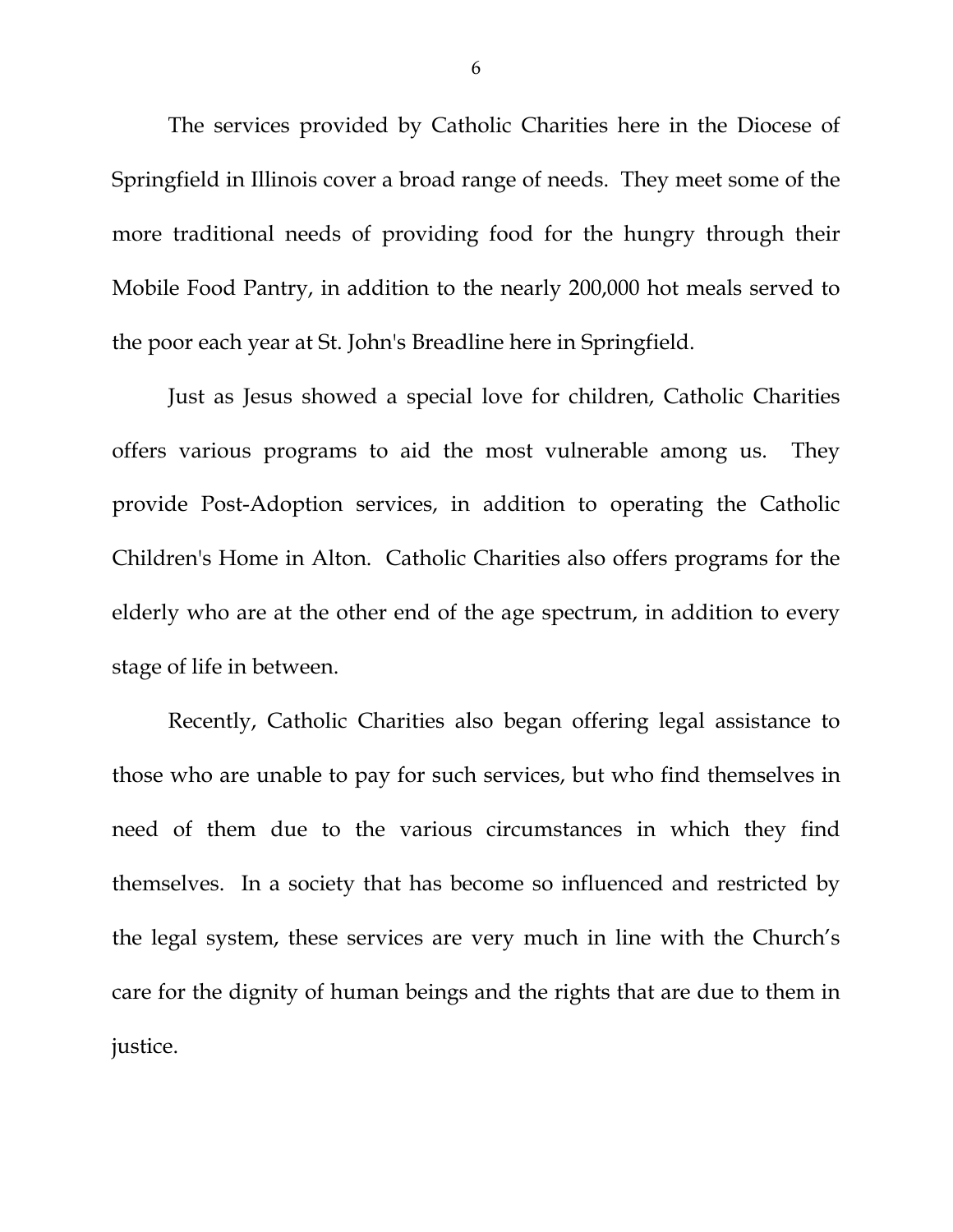The services provided by Catholic Charities here in the Diocese of Springfield in Illinois cover a broad range of needs. They meet some of the more traditional needs of providing food for the hungry through their Mobile Food Pantry, in addition to the nearly 200,000 hot meals served to the poor each year at St. John's Breadline here in Springfield.

Just as Jesus showed a special love for children, Catholic Charities offers various programs to aid the most vulnerable among us. They provide Post-Adoption services, in addition to operating the Catholic Children's Home in Alton. Catholic Charities also offers programs for the elderly who are at the other end of the age spectrum, in addition to every stage of life in between.

Recently, Catholic Charities also began offering legal assistance to those who are unable to pay for such services, but who find themselves in need of them due to the various circumstances in which they find themselves. In a society that has become so influenced and restricted by the legal system, these services are very much in line with the Church's care for the dignity of human beings and the rights that are due to them in justice.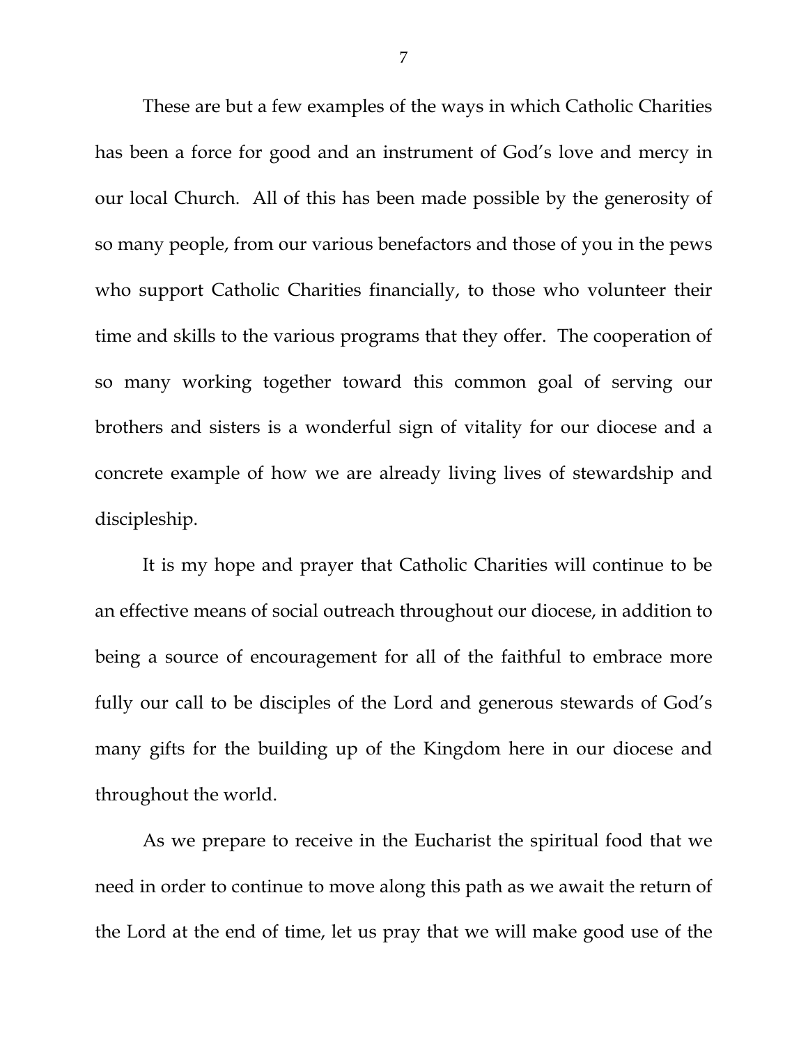These are but a few examples of the ways in which Catholic Charities has been a force for good and an instrument of God's love and mercy in our local Church. All of this has been made possible by the generosity of so many people, from our various benefactors and those of you in the pews who support Catholic Charities financially, to those who volunteer their time and skills to the various programs that they offer. The cooperation of so many working together toward this common goal of serving our brothers and sisters is a wonderful sign of vitality for our diocese and a concrete example of how we are already living lives of stewardship and discipleship.

It is my hope and prayer that Catholic Charities will continue to be an effective means of social outreach throughout our diocese, in addition to being a source of encouragement for all of the faithful to embrace more fully our call to be disciples of the Lord and generous stewards of God's many gifts for the building up of the Kingdom here in our diocese and throughout the world.

As we prepare to receive in the Eucharist the spiritual food that we need in order to continue to move along this path as we await the return of the Lord at the end of time, let us pray that we will make good use of the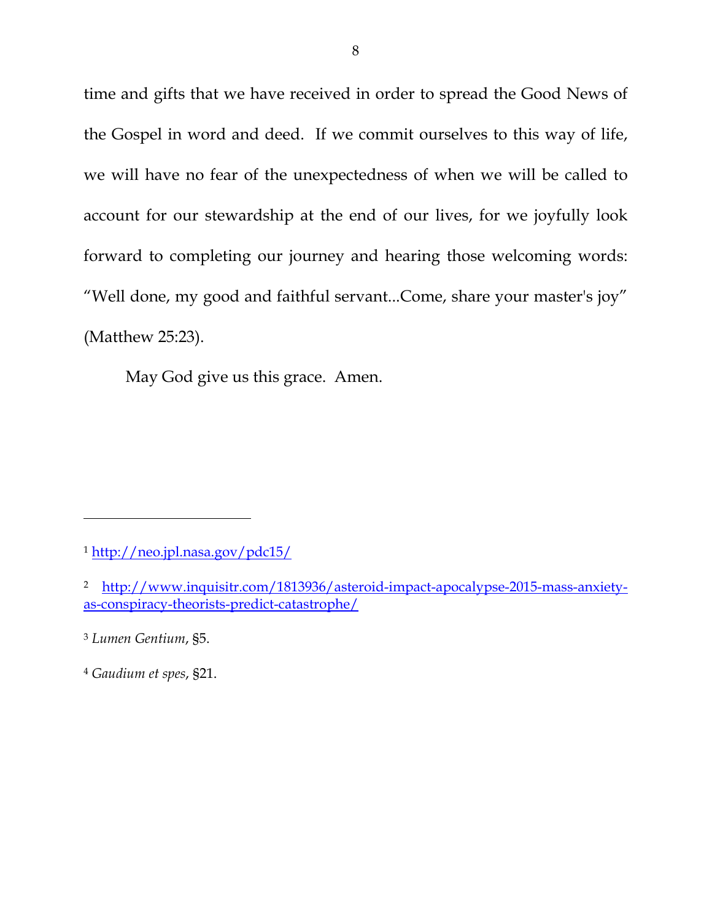time and gifts that we have received in order to spread the Good News of the Gospel in word and deed. If we commit ourselves to this way of life, we will have no fear of the unexpectedness of when we will be called to account for our stewardship at the end of our lives, for we joyfully look forward to completing our journey and hearing those welcoming words: "Well done, my good and faithful servant...Come, share your master's joy" (Matthew 25:23).

May God give us this grace. Amen.

---

[1] http://neo.jpl.nasa.gov/pdc15/

[2] http://www.inquisitr.com/1813936/asteroid-impact-apocalypse-2015-mass-anxiety-as-conspiracy-theorists-predict-catastrophe/

[3] *Lumen Gentium*, §5.

[4] *Gaudium et spes*, §21.